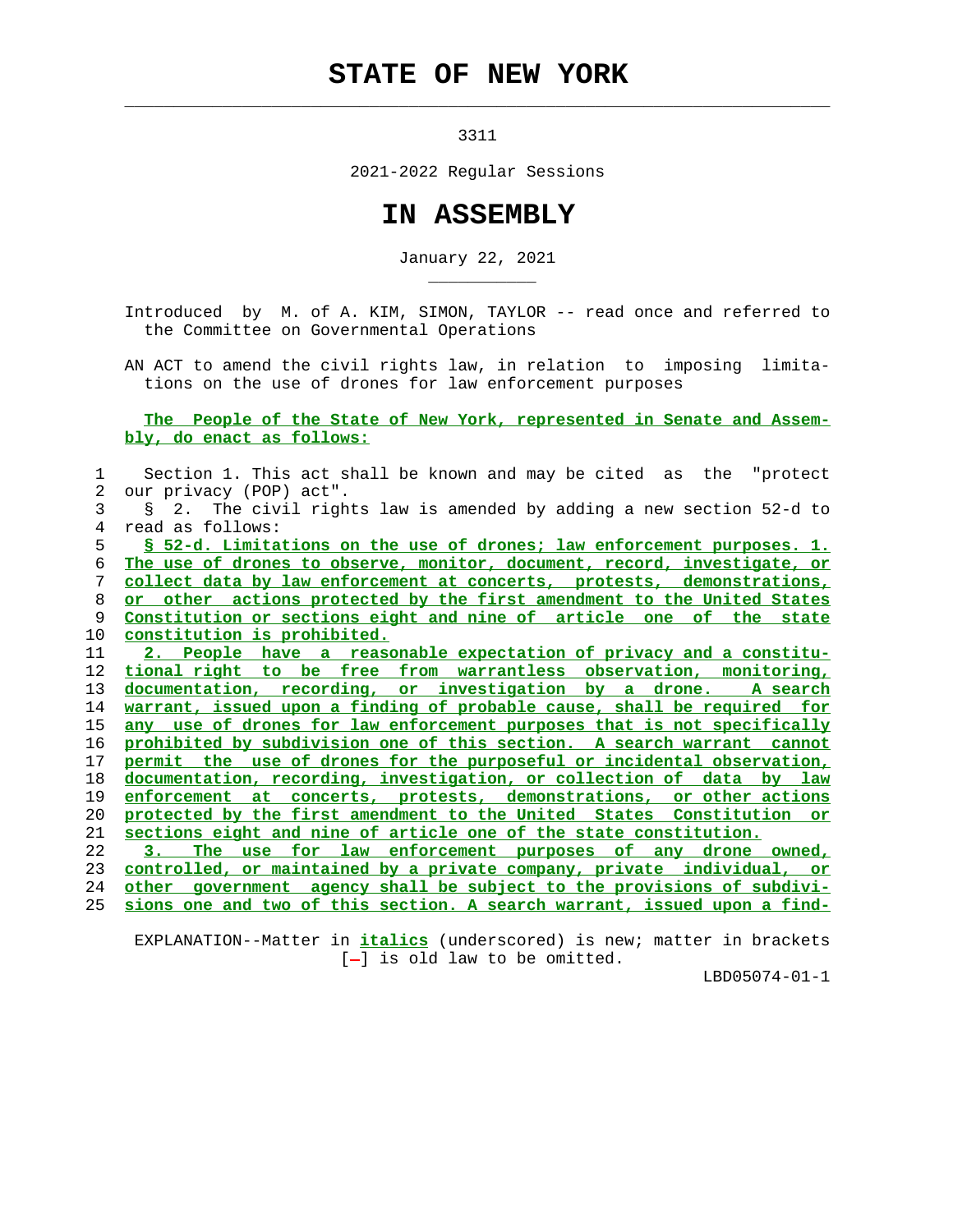# STATE OF NEW YORK

3311

2021-2022 Regular Sessions

# IN ASSEMBLY

January 22, 2021

Introduced by M. of A. KIM, SIMON, TAYLOR -- read once and referred to the Committee on Governmental Operations

AN ACT to amend the civil rights law, in relation to imposing limitations on the use of drones for law enforcement purposes

**The People of the State of New York, represented in Senate and Assembly, do enact as follows:**

Section 1. This act shall be known and may be cited as the "protect our privacy (POP) act".

§ 2. The civil rights law is amended by adding a new section 52-d to read as follows:

**§ 52-d. Limitations on the use of drones; law enforcement purposes. 1. The use of drones to observe, monitor, document, record, investigate, or collect data by law enforcement at concerts, protests, demonstrations, or other actions protected by the first amendment to the United States Constitution or sections eight and nine of article one of the state constitution is prohibited.**

**2. People have a reasonable expectation of privacy and a constitutional right to be free from warrantless observation, monitoring, documentation, recording, or investigation by a drone. A search warrant, issued upon a finding of probable cause, shall be required for any use of drones for law enforcement purposes that is not specifically prohibited by subdivision one of this section. A search warrant cannot permit the use of drones for the purposeful or incidental observation, documentation, recording, investigation, or collection of data by law enforcement at concerts, protests, demonstrations, or other actions protected by the first amendment to the United States Constitution or sections eight and nine of article one of the state constitution.**

**3. The use for law enforcement purposes of any drone owned, controlled, or maintained by a private company, private individual, or other government agency shall be subject to the provisions of subdivisions one and two of this section. A search warrant, issued upon a find-**

EXPLANATION--Matter in *italics* (underscored) is new; matter in brackets [-] is old law to be omitted.

LBD05074-01-1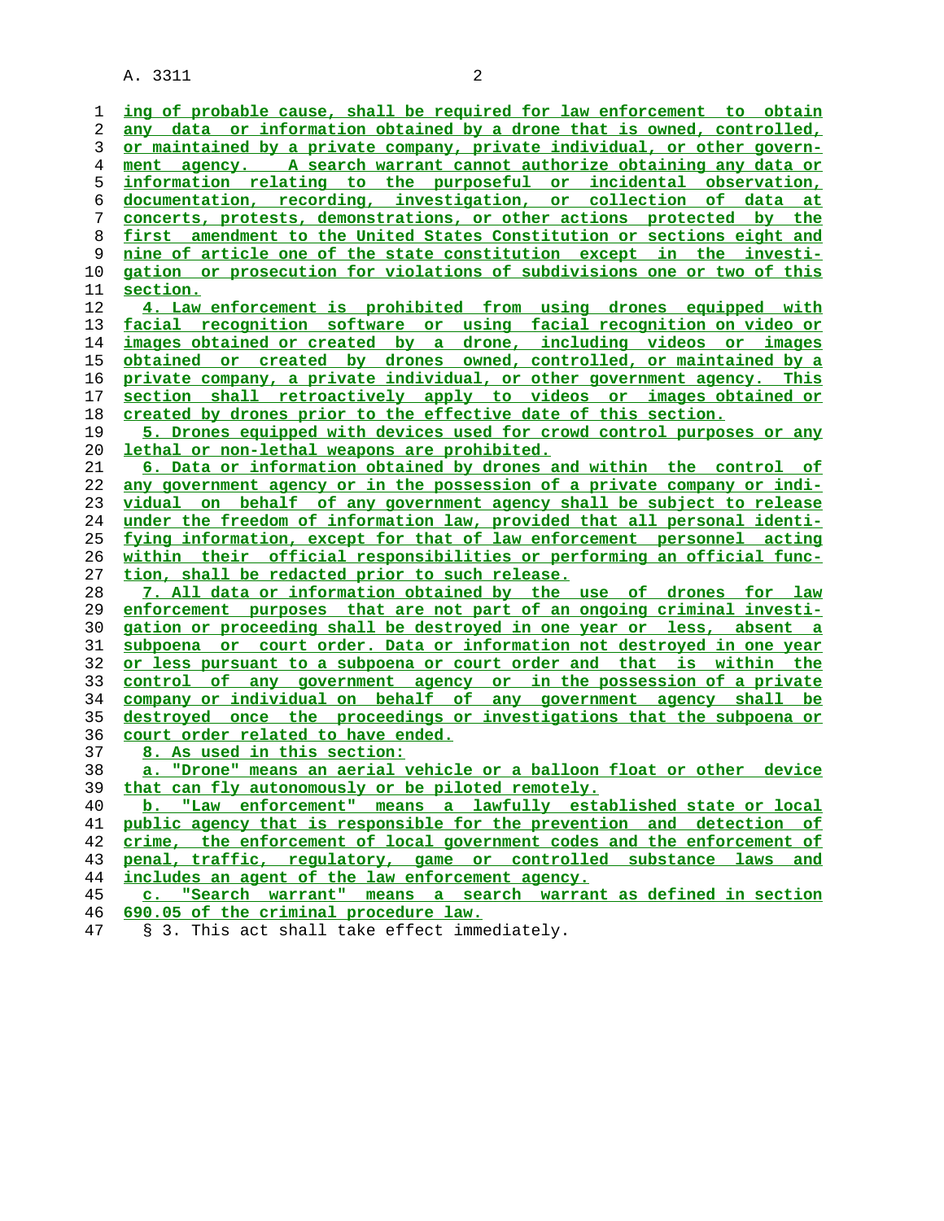ing of probable cause, shall be required for law enforcement to obtain any data or information obtained by a drone that is owned, controlled, or maintained by a private company, private individual, or other government agency. A search warrant cannot authorize obtaining any data or information relating to the purposeful or incidental observation, documentation, recording, investigation, or collection of data at concerts, protests, demonstrations, or other actions protected by the first amendment to the United States Constitution or sections eight and nine of article one of the state constitution except in the investigation or prosecution for violations of subdivisions one or two of this section.

4. Law enforcement is prohibited from using drones equipped with facial recognition software or using facial recognition on video or images obtained or created by a drone, including videos or images obtained or created by drones owned, controlled, or maintained by a private company, a private individual, or other government agency. This section shall retroactively apply to videos or images obtained or created by drones prior to the effective date of this section.

5. Drones equipped with devices used for crowd control purposes or any lethal or non-lethal weapons are prohibited.

6. Data or information obtained by drones and within the control of any government agency or in the possession of a private company or individual on behalf of any government agency shall be subject to release under the freedom of information law, provided that all personal identifying information, except for that of law enforcement personnel acting within their official responsibilities or performing an official function, shall be redacted prior to such release.

7. All data or information obtained by the use of drones for law enforcement purposes that are not part of an ongoing criminal investigation or proceeding shall be destroyed in one year or less, absent a subpoena or court order. Data or information not destroyed in one year or less pursuant to a subpoena or court order and that is within the control of any government agency or in the possession of a private company or individual on behalf of any government agency shall be destroyed once the proceedings or investigations that the subpoena or court order related to have ended.

8. As used in this section:

a. "Drone" means an aerial vehicle or a balloon float or other device that can fly autonomously or be piloted remotely.

b. "Law enforcement" means a lawfully established state or local public agency that is responsible for the prevention and detection of crime, the enforcement of local government codes and the enforcement of penal, traffic, regulatory, game or controlled substance laws and includes an agent of the law enforcement agency.

c. "Search warrant" means a search warrant as defined in section 690.05 of the criminal procedure law.

§ 3. This act shall take effect immediately.